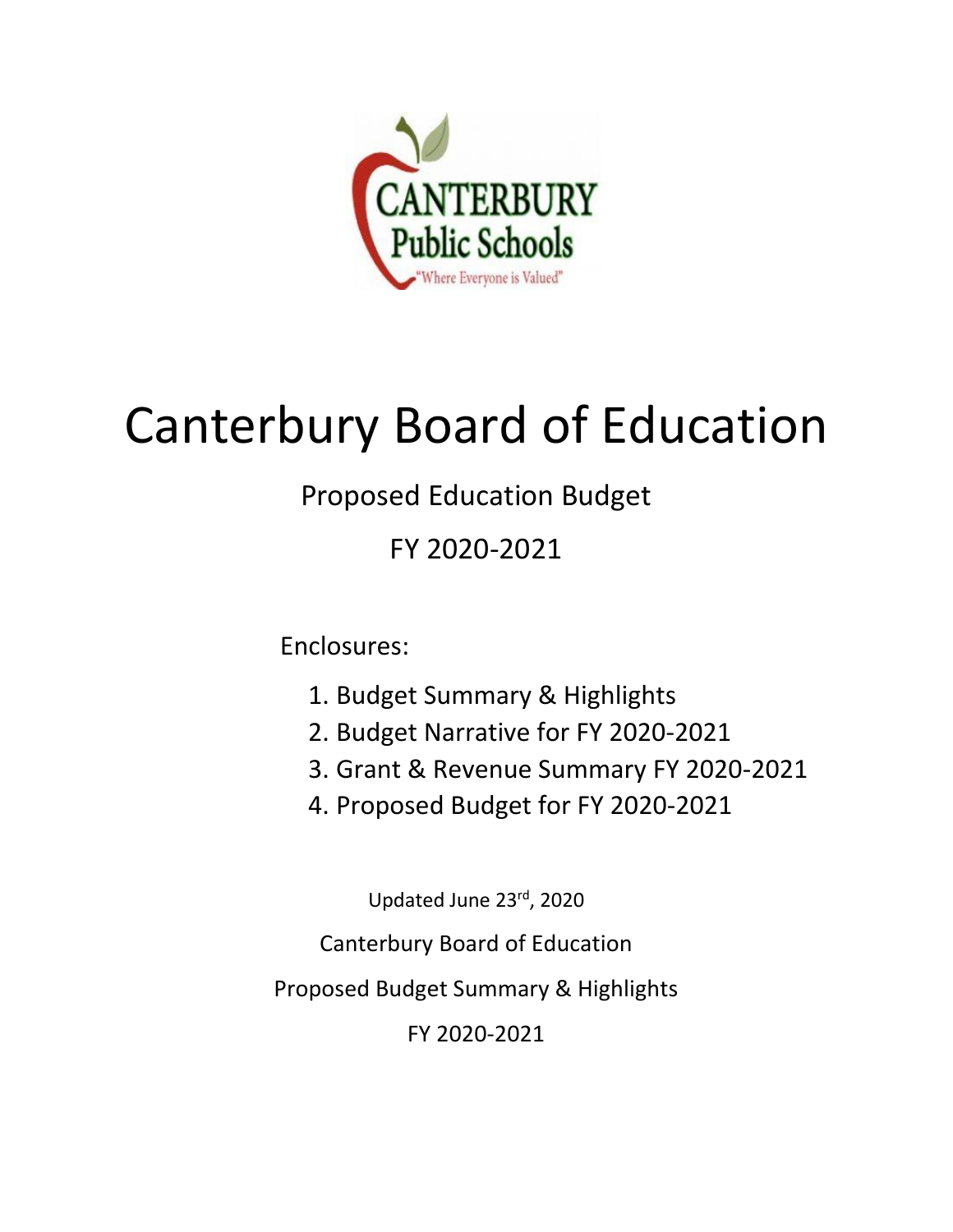CANTERBURY
Public Schools
"Where Everyone is Valued"

# Canterbury Board of Education

## Proposed Education Budget

## FY 2020-2021

Enclosures:

1. Budget Summary & Highlights
2. Budget Narrative for FY 2020-2021
3. Grant & Revenue Summary FY 2020-2021
4. Proposed Budget for FY 2020-2021

Updated June 23rd, 2020

Canterbury Board of Education

Proposed Budget Summary & Highlights

FY 2020-2021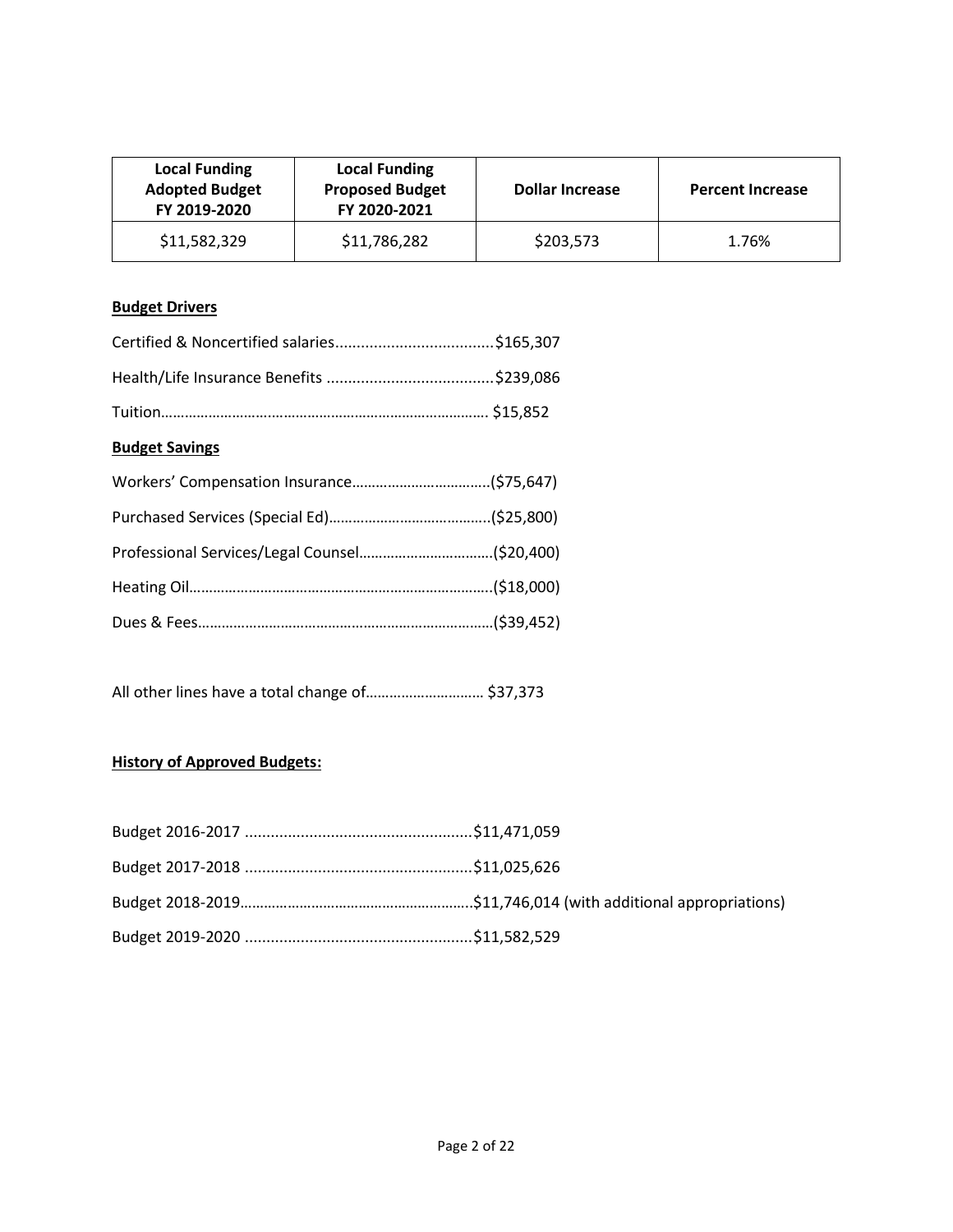| Local Funding Adopted Budget FY 2019-2020 | Local Funding Proposed Budget FY 2020-2021 | Dollar Increase | Percent Increase |
|---|---|---|---|
| \$11,582,329 | \$11,786,282 | \$203,573 | 1.76% |

**Budget Drivers**

Certified & Noncertified salaries....................................\$165,307

Health/Life Insurance Benefits ......................................\$239,086

Tuition……………………………………………………………………… \$15,852

**Budget Savings**

Workers' Compensation Insurance……………………………(\$75,647)

Purchased Services (Special Ed)…………………………………(\$25,800)

Professional Services/Legal Counsel……………………………(\$20,400)

Heating Oil………………………………………………………………(\$18,000)

Dues & Fees……………………………………………………………(\$39,452)

All other lines have a total change of………………………… \$37,373

**History of Approved Budgets:**

Budget 2016-2017 ....................................................\$11,471,059

Budget 2017-2018 ....................................................\$11,025,626

Budget 2018-2019……………………………………………………\$11,746,014 (with additional appropriations)

Budget 2019-2020 ....................................................\$11,582,529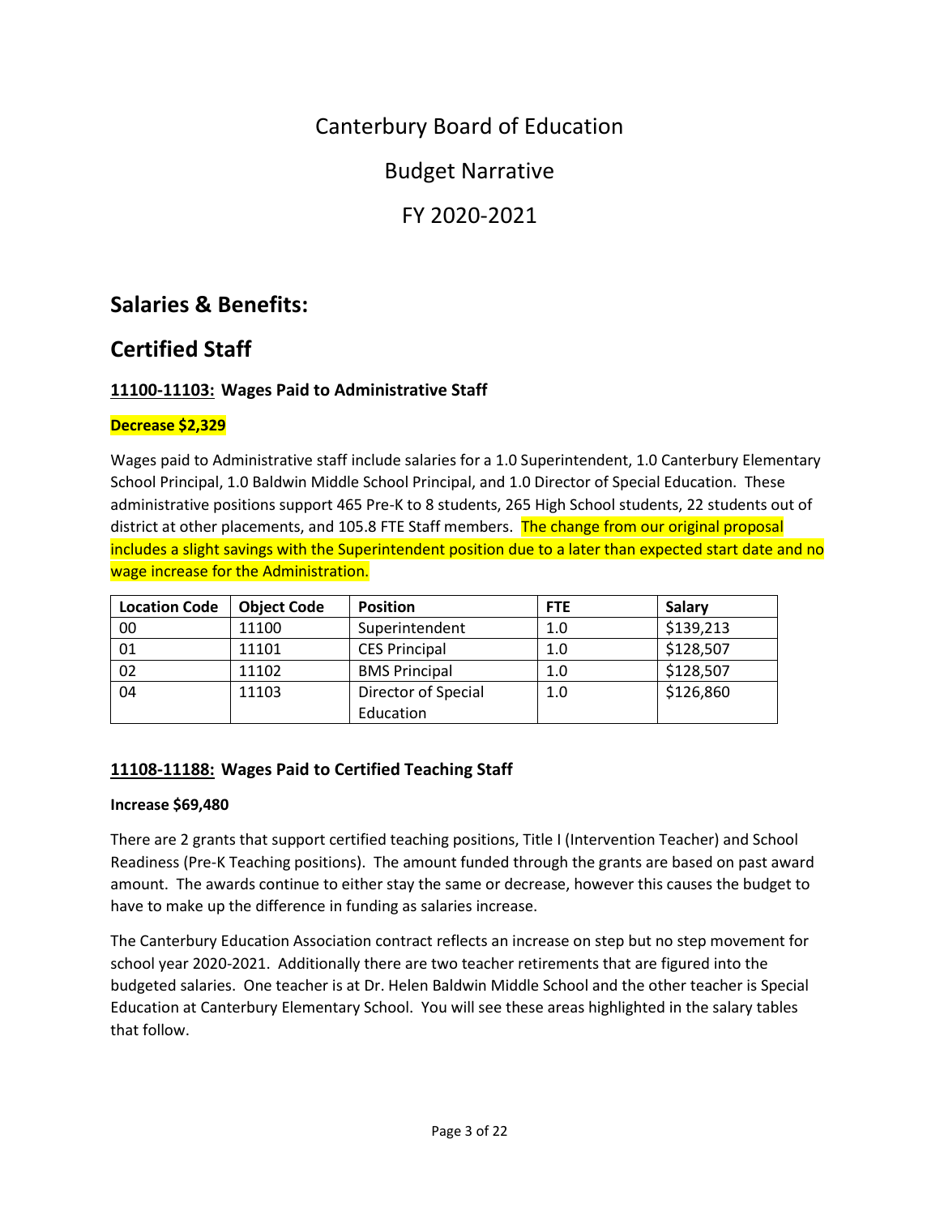# Canterbury Board of Education

# Budget Narrative

# FY 2020-2021

## Salaries & Benefits:

## Certified Staff

### 11100-11103: Wages Paid to Administrative Staff

**Decrease $2,329**

Wages paid to Administrative staff include salaries for a 1.0 Superintendent, 1.0 Canterbury Elementary School Principal, 1.0 Baldwin Middle School Principal, and 1.0 Director of Special Education. These administrative positions support 465 Pre-K to 8 students, 265 High School students, 22 students out of district at other placements, and 105.8 FTE Staff members. The change from our original proposal includes a slight savings with the Superintendent position due to a later than expected start date and no wage increase for the Administration.

| Location Code | Object Code | Position | FTE | Salary |
|---|---|---|---|---|
| 00 | 11100 | Superintendent | 1.0 | $139,213 |
| 01 | 11101 | CES Principal | 1.0 | $128,507 |
| 02 | 11102 | BMS Principal | 1.0 | $128,507 |
| 04 | 11103 | Director of Special Education | 1.0 | $126,860 |

### 11108-11188: Wages Paid to Certified Teaching Staff

**Increase $69,480**

There are 2 grants that support certified teaching positions, Title I (Intervention Teacher) and School Readiness (Pre-K Teaching positions). The amount funded through the grants are based on past award amount. The awards continue to either stay the same or decrease, however this causes the budget to have to make up the difference in funding as salaries increase.

The Canterbury Education Association contract reflects an increase on step but no step movement for school year 2020-2021. Additionally there are two teacher retirements that are figured into the budgeted salaries. One teacher is at Dr. Helen Baldwin Middle School and the other teacher is Special Education at Canterbury Elementary School. You will see these areas highlighted in the salary tables that follow.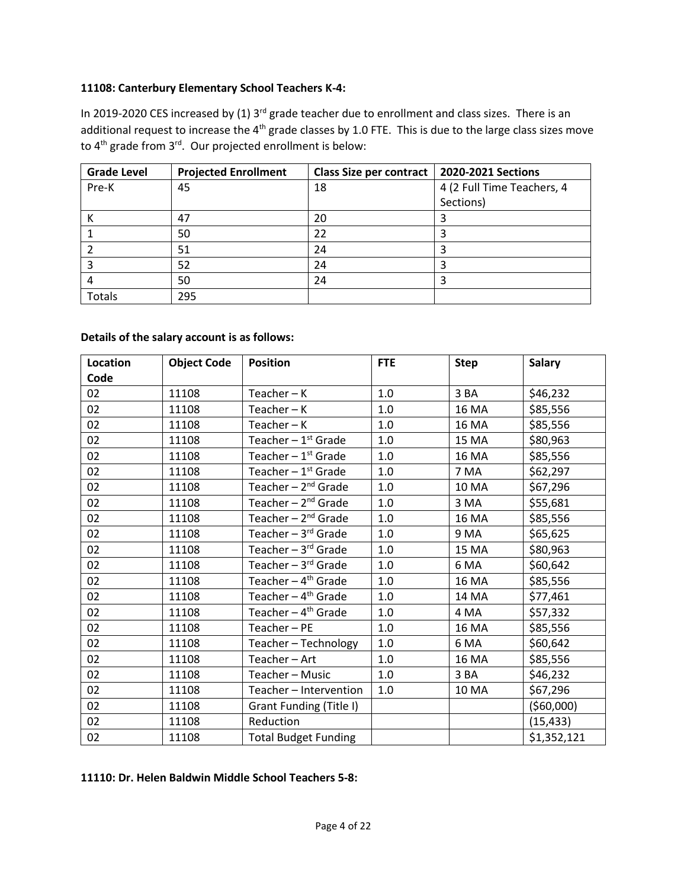**11108: Canterbury Elementary School Teachers K-4:**

In 2019-2020 CES increased by (1) 3rd grade teacher due to enrollment and class sizes. There is an additional request to increase the 4th grade classes by 1.0 FTE. This is due to the large class sizes move to 4th grade from 3rd. Our projected enrollment is below:

| Grade Level | Projected Enrollment | Class Size per contract | 2020-2021 Sections |
|---|---|---|---|
| Pre-K | 45 | 18 | 4 (2 Full Time Teachers, 4 Sections) |
| K | 47 | 20 | 3 |
| 1 | 50 | 22 | 3 |
| 2 | 51 | 24 | 3 |
| 3 | 52 | 24 | 3 |
| 4 | 50 | 24 | 3 |
| Totals | 295 | | |

**Details of the salary account is as follows:**

| Location Code | Object Code | Position | FTE | Step | Salary |
|---|---|---|---|---|---|
| 02 | 11108 | Teacher – K | 1.0 | 3 BA | $46,232 |
| 02 | 11108 | Teacher – K | 1.0 | 16 MA | $85,556 |
| 02 | 11108 | Teacher – K | 1.0 | 16 MA | $85,556 |
| 02 | 11108 | Teacher – 1st Grade | 1.0 | 15 MA | $80,963 |
| 02 | 11108 | Teacher – 1st Grade | 1.0 | 16 MA | $85,556 |
| 02 | 11108 | Teacher – 1st Grade | 1.0 | 7 MA | $62,297 |
| 02 | 11108 | Teacher – 2nd Grade | 1.0 | 10 MA | $67,296 |
| 02 | 11108 | Teacher – 2nd Grade | 1.0 | 3 MA | $55,681 |
| 02 | 11108 | Teacher – 2nd Grade | 1.0 | 16 MA | $85,556 |
| 02 | 11108 | Teacher – 3rd Grade | 1.0 | 9 MA | $65,625 |
| 02 | 11108 | Teacher – 3rd Grade | 1.0 | 15 MA | $80,963 |
| 02 | 11108 | Teacher – 3rd Grade | 1.0 | 6 MA | $60,642 |
| 02 | 11108 | Teacher – 4th Grade | 1.0 | 16 MA | $85,556 |
| 02 | 11108 | Teacher – 4th Grade | 1.0 | 14 MA | $77,461 |
| 02 | 11108 | Teacher – 4th Grade | 1.0 | 4 MA | $57,332 |
| 02 | 11108 | Teacher – PE | 1.0 | 16 MA | $85,556 |
| 02 | 11108 | Teacher – Technology | 1.0 | 6 MA | $60,642 |
| 02 | 11108 | Teacher – Art | 1.0 | 16 MA | $85,556 |
| 02 | 11108 | Teacher – Music | 1.0 | 3 BA | $46,232 |
| 02 | 11108 | Teacher – Intervention | 1.0 | 10 MA | $67,296 |
| 02 | 11108 | Grant Funding (Title I) | | | ($60,000) |
| 02 | 11108 | Reduction | | | (15,433) |
| 02 | 11108 | Total Budget Funding | | | $1,352,121 |

**11110: Dr. Helen Baldwin Middle School Teachers 5-8:**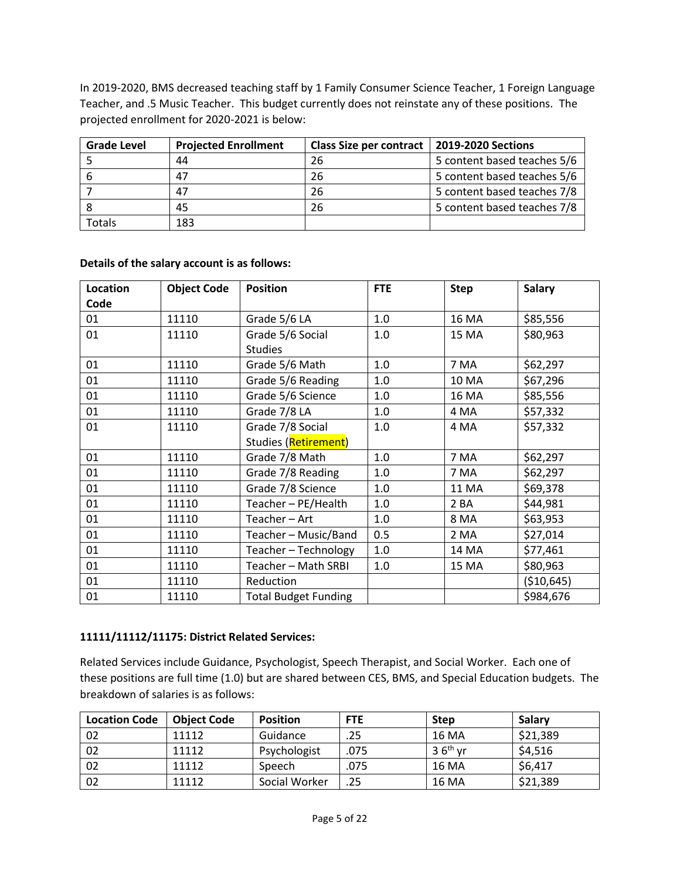In 2019-2020, BMS decreased teaching staff by 1 Family Consumer Science Teacher, 1 Foreign Language Teacher, and .5 Music Teacher. This budget currently does not reinstate any of these positions. The projected enrollment for 2020-2021 is below:

| Grade Level | Projected Enrollment | Class Size per contract | 2019-2020 Sections |
|---|---|---|---|
| 5 | 44 | 26 | 5 content based teaches 5/6 |
| 6 | 47 | 26 | 5 content based teaches 5/6 |
| 7 | 47 | 26 | 5 content based teaches 7/8 |
| 8 | 45 | 26 | 5 content based teaches 7/8 |
| Totals | 183 | | |

**Details of the salary account is as follows:**

| Location Code | Object Code | Position | FTE | Step | Salary |
|---|---|---|---|---|---|
| 01 | 11110 | Grade 5/6 LA | 1.0 | 16 MA | $85,556 |
| 01 | 11110 | Grade 5/6 Social Studies | 1.0 | 15 MA | $80,963 |
| 01 | 11110 | Grade 5/6 Math | 1.0 | 7 MA | $62,297 |
| 01 | 11110 | Grade 5/6 Reading | 1.0 | 10 MA | $67,296 |
| 01 | 11110 | Grade 5/6 Science | 1.0 | 16 MA | $85,556 |
| 01 | 11110 | Grade 7/8 LA | 1.0 | 4 MA | $57,332 |
| 01 | 11110 | Grade 7/8 Social Studies (Retirement) | 1.0 | 4 MA | $57,332 |
| 01 | 11110 | Grade 7/8 Math | 1.0 | 7 MA | $62,297 |
| 01 | 11110 | Grade 7/8 Reading | 1.0 | 7 MA | $62,297 |
| 01 | 11110 | Grade 7/8 Science | 1.0 | 11 MA | $69,378 |
| 01 | 11110 | Teacher – PE/Health | 1.0 | 2 BA | $44,981 |
| 01 | 11110 | Teacher – Art | 1.0 | 8 MA | $63,953 |
| 01 | 11110 | Teacher – Music/Band | 0.5 | 2 MA | $27,014 |
| 01 | 11110 | Teacher – Technology | 1.0 | 14 MA | $77,461 |
| 01 | 11110 | Teacher – Math SRBI | 1.0 | 15 MA | $80,963 |
| 01 | 11110 | Reduction | | | ($10,645) |
| 01 | 11110 | Total Budget Funding | | | $984,676 |

**11111/11112/11175: District Related Services:**

Related Services include Guidance, Psychologist, Speech Therapist, and Social Worker. Each one of these positions are full time (1.0) but are shared between CES, BMS, and Special Education budgets. The breakdown of salaries is as follows:

| Location Code | Object Code | Position | FTE | Step | Salary |
|---|---|---|---|---|---|
| 02 | 11112 | Guidance | .25 | 16 MA | $21,389 |
| 02 | 11112 | Psychologist | .075 | 3 6th yr | $4,516 |
| 02 | 11112 | Speech | .075 | 16 MA | $6,417 |
| 02 | 11112 | Social Worker | .25 | 16 MA | $21,389 |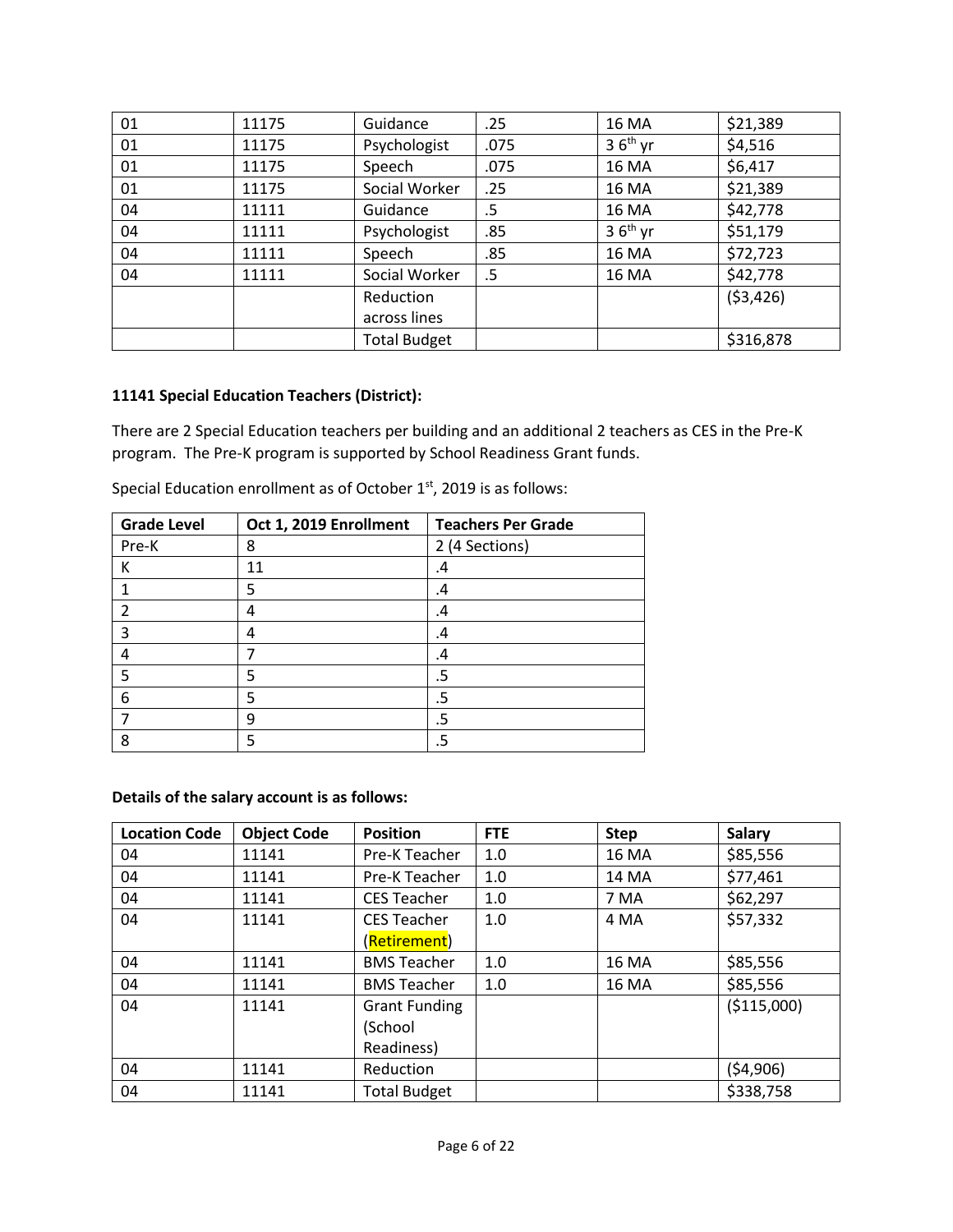| | | | | | |
|---|---|---|---|---|---|
| 01 | 11175 | Guidance | .25 | 16 MA | $21,389 |
| 01 | 11175 | Psychologist | .075 | 3 6th yr | $4,516 |
| 01 | 11175 | Speech | .075 | 16 MA | $6,417 |
| 01 | 11175 | Social Worker | .25 | 16 MA | $21,389 |
| 04 | 11111 | Guidance | .5 | 16 MA | $42,778 |
| 04 | 11111 | Psychologist | .85 | 3 6th yr | $51,179 |
| 04 | 11111 | Speech | .85 | 16 MA | $72,723 |
| 04 | 11111 | Social Worker | .5 | 16 MA | $42,778 |
| | | Reduction across lines | | | ($3,426) |
| | | Total Budget | | | $316,878 |

**11141 Special Education Teachers (District):**

There are 2 Special Education teachers per building and an additional 2 teachers as CES in the Pre-K program. The Pre-K program is supported by School Readiness Grant funds.

Special Education enrollment as of October 1st, 2019 is as follows:

| Grade Level | Oct 1, 2019 Enrollment | Teachers Per Grade |
|---|---|---|
| Pre-K | 8 | 2 (4 Sections) |
| K | 11 | .4 |
| 1 | 5 | .4 |
| 2 | 4 | .4 |
| 3 | 4 | .4 |
| 4 | 7 | .4 |
| 5 | 5 | .5 |
| 6 | 5 | .5 |
| 7 | 9 | .5 |
| 8 | 5 | .5 |

**Details of the salary account is as follows:**

| Location Code | Object Code | Position | FTE | Step | Salary |
|---|---|---|---|---|---|
| 04 | 11141 | Pre-K Teacher | 1.0 | 16 MA | $85,556 |
| 04 | 11141 | Pre-K Teacher | 1.0 | 14 MA | $77,461 |
| 04 | 11141 | CES Teacher | 1.0 | 7 MA | $62,297 |
| 04 | 11141 | CES Teacher (Retirement) | 1.0 | 4 MA | $57,332 |
| 04 | 11141 | BMS Teacher | 1.0 | 16 MA | $85,556 |
| 04 | 11141 | BMS Teacher | 1.0 | 16 MA | $85,556 |
| 04 | 11141 | Grant Funding (School Readiness) | | | ($115,000) |
| 04 | 11141 | Reduction | | | ($4,906) |
| 04 | 11141 | Total Budget | | | $338,758 |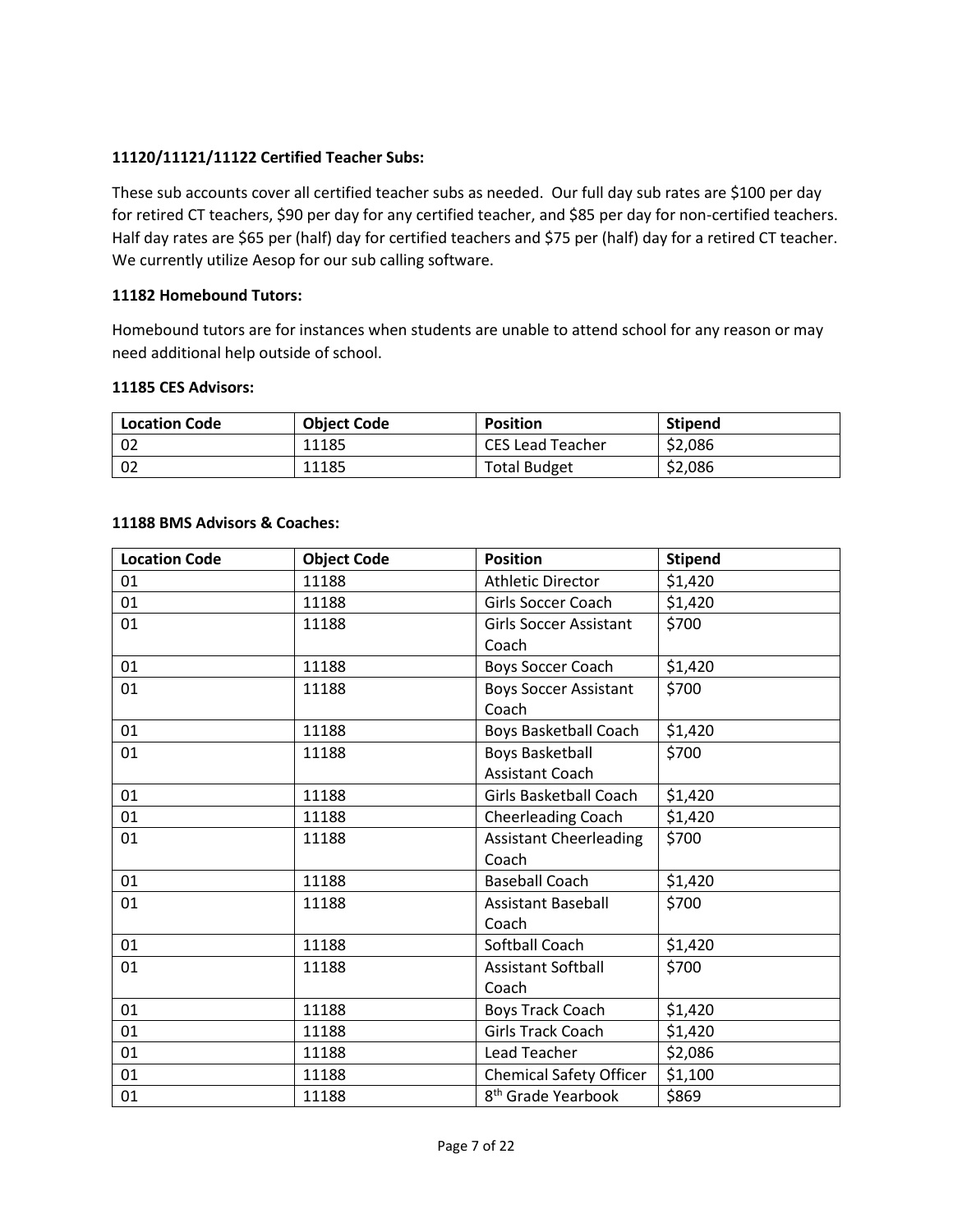**11120/11121/11122 Certified Teacher Subs:**

These sub accounts cover all certified teacher subs as needed. Our full day sub rates are $100 per day for retired CT teachers, $90 per day for any certified teacher, and $85 per day for non-certified teachers. Half day rates are $65 per (half) day for certified teachers and $75 per (half) day for a retired CT teacher. We currently utilize Aesop for our sub calling software.

**11182 Homebound Tutors:**

Homebound tutors are for instances when students are unable to attend school for any reason or may need additional help outside of school.

**11185 CES Advisors:**

| Location Code | Object Code | Position | Stipend |
|---|---|---|---|
| 02 | 11185 | CES Lead Teacher | $2,086 |
| 02 | 11185 | Total Budget | $2,086 |

**11188 BMS Advisors & Coaches:**

| Location Code | Object Code | Position | Stipend |
|---|---|---|---|
| 01 | 11188 | Athletic Director | $1,420 |
| 01 | 11188 | Girls Soccer Coach | $1,420 |
| 01 | 11188 | Girls Soccer Assistant Coach | $700 |
| 01 | 11188 | Boys Soccer Coach | $1,420 |
| 01 | 11188 | Boys Soccer Assistant Coach | $700 |
| 01 | 11188 | Boys Basketball Coach | $1,420 |
| 01 | 11188 | Boys Basketball Assistant Coach | $700 |
| 01 | 11188 | Girls Basketball Coach | $1,420 |
| 01 | 11188 | Cheerleading Coach | $1,420 |
| 01 | 11188 | Assistant Cheerleading Coach | $700 |
| 01 | 11188 | Baseball Coach | $1,420 |
| 01 | 11188 | Assistant Baseball Coach | $700 |
| 01 | 11188 | Softball Coach | $1,420 |
| 01 | 11188 | Assistant Softball Coach | $700 |
| 01 | 11188 | Boys Track Coach | $1,420 |
| 01 | 11188 | Girls Track Coach | $1,420 |
| 01 | 11188 | Lead Teacher | $2,086 |
| 01 | 11188 | Chemical Safety Officer | $1,100 |
| 01 | 11188 | 8th Grade Yearbook | $869 |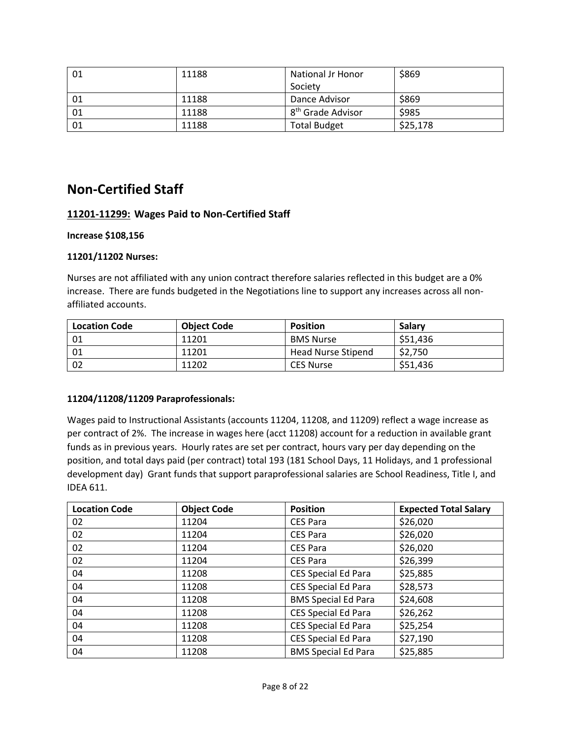| | | | |
|---|---|---|---|
| 01 | 11188 | National Jr Honor Society | \$869 |
| 01 | 11188 | Dance Advisor | \$869 |
| 01 | 11188 | 8th Grade Advisor | \$985 |
| 01 | 11188 | Total Budget | \$25,178 |

## Non-Certified Staff

### 11201-11299: Wages Paid to Non-Certified Staff

**Increase \$108,156**

**11201/11202 Nurses:**

Nurses are not affiliated with any union contract therefore salaries reflected in this budget are a 0% increase. There are funds budgeted in the Negotiations line to support any increases across all non-affiliated accounts.

| Location Code | Object Code | Position | Salary |
|---|---|---|---|
| 01 | 11201 | BMS Nurse | \$51,436 |
| 01 | 11201 | Head Nurse Stipend | \$2,750 |
| 02 | 11202 | CES Nurse | \$51,436 |

**11204/11208/11209 Paraprofessionals:**

Wages paid to Instructional Assistants (accounts 11204, 11208, and 11209) reflect a wage increase as per contract of 2%. The increase in wages here (acct 11208) account for a reduction in available grant funds as in previous years. Hourly rates are set per contract, hours vary per day depending on the position, and total days paid (per contract) total 193 (181 School Days, 11 Holidays, and 1 professional development day) Grant funds that support paraprofessional salaries are School Readiness, Title I, and IDEA 611.

| Location Code | Object Code | Position | Expected Total Salary |
|---|---|---|---|
| 02 | 11204 | CES Para | \$26,020 |
| 02 | 11204 | CES Para | \$26,020 |
| 02 | 11204 | CES Para | \$26,020 |
| 02 | 11204 | CES Para | \$26,399 |
| 04 | 11208 | CES Special Ed Para | \$25,885 |
| 04 | 11208 | CES Special Ed Para | \$28,573 |
| 04 | 11208 | BMS Special Ed Para | \$24,608 |
| 04 | 11208 | CES Special Ed Para | \$26,262 |
| 04 | 11208 | CES Special Ed Para | \$25,254 |
| 04 | 11208 | CES Special Ed Para | \$27,190 |
| 04 | 11208 | BMS Special Ed Para | \$25,885 |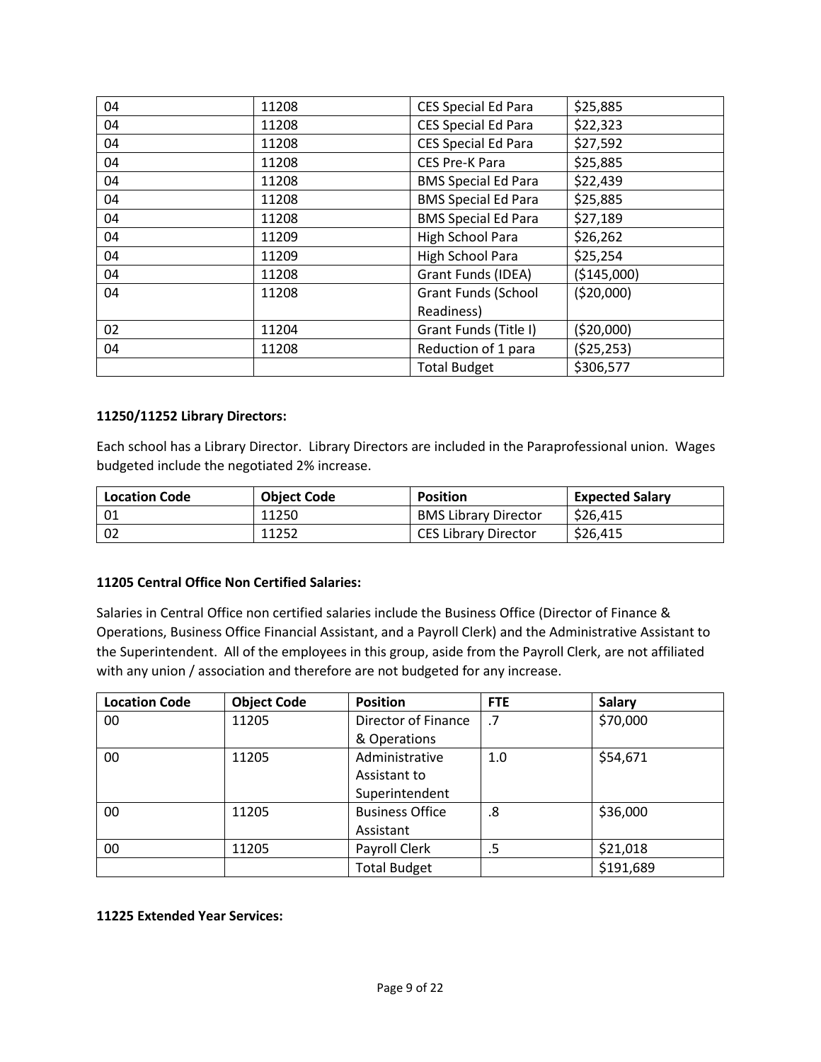| | | | |
|---|---|---|---|
| 04 | 11208 | CES Special Ed Para | $25,885 |
| 04 | 11208 | CES Special Ed Para | $22,323 |
| 04 | 11208 | CES Special Ed Para | $27,592 |
| 04 | 11208 | CES Pre-K Para | $25,885 |
| 04 | 11208 | BMS Special Ed Para | $22,439 |
| 04 | 11208 | BMS Special Ed Para | $25,885 |
| 04 | 11208 | BMS Special Ed Para | $27,189 |
| 04 | 11209 | High School Para | $26,262 |
| 04 | 11209 | High School Para | $25,254 |
| 04 | 11208 | Grant Funds (IDEA) | ($145,000) |
| 04 | 11208 | Grant Funds (School Readiness) | ($20,000) |
| 02 | 11204 | Grant Funds (Title I) | ($20,000) |
| 04 | 11208 | Reduction of 1 para | ($25,253) |
| | | Total Budget | $306,577 |

**11250/11252 Library Directors:**

Each school has a Library Director. Library Directors are included in the Paraprofessional union. Wages budgeted include the negotiated 2% increase.

| Location Code | Object Code | Position | Expected Salary |
|---|---|---|---|
| 01 | 11250 | BMS Library Director | $26,415 |
| 02 | 11252 | CES Library Director | $26,415 |

**11205 Central Office Non Certified Salaries:**

Salaries in Central Office non certified salaries include the Business Office (Director of Finance & Operations, Business Office Financial Assistant, and a Payroll Clerk) and the Administrative Assistant to the Superintendent. All of the employees in this group, aside from the Payroll Clerk, are not affiliated with any union / association and therefore are not budgeted for any increase.

| Location Code | Object Code | Position | FTE | Salary |
|---|---|---|---|---|
| 00 | 11205 | Director of Finance & Operations | .7 | $70,000 |
| 00 | 11205 | Administrative Assistant to Superintendent | 1.0 | $54,671 |
| 00 | 11205 | Business Office Assistant | .8 | $36,000 |
| 00 | 11205 | Payroll Clerk | .5 | $21,018 |
| | | Total Budget | | $191,689 |

**11225 Extended Year Services:**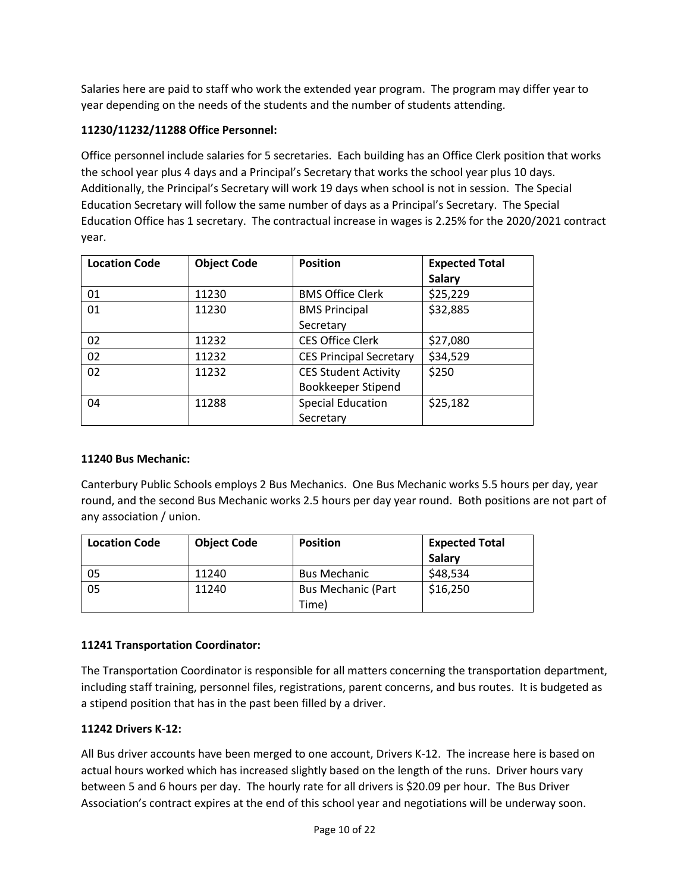Salaries here are paid to staff who work the extended year program. The program may differ year to year depending on the needs of the students and the number of students attending.

**11230/11232/11288 Office Personnel:**

Office personnel include salaries for 5 secretaries. Each building has an Office Clerk position that works the school year plus 4 days and a Principal's Secretary that works the school year plus 10 days. Additionally, the Principal's Secretary will work 19 days when school is not in session. The Special Education Secretary will follow the same number of days as a Principal's Secretary. The Special Education Office has 1 secretary. The contractual increase in wages is 2.25% for the 2020/2021 contract year.

| Location Code | Object Code | Position | Expected Total Salary |
|---|---|---|---|
| 01 | 11230 | BMS Office Clerk | $25,229 |
| 01 | 11230 | BMS Principal Secretary | $32,885 |
| 02 | 11232 | CES Office Clerk | $27,080 |
| 02 | 11232 | CES Principal Secretary | $34,529 |
| 02 | 11232 | CES Student Activity Bookkeeper Stipend | $250 |
| 04 | 11288 | Special Education Secretary | $25,182 |

**11240 Bus Mechanic:**

Canterbury Public Schools employs 2 Bus Mechanics. One Bus Mechanic works 5.5 hours per day, year round, and the second Bus Mechanic works 2.5 hours per day year round. Both positions are not part of any association / union.

| Location Code | Object Code | Position | Expected Total Salary |
|---|---|---|---|
| 05 | 11240 | Bus Mechanic | $48,534 |
| 05 | 11240 | Bus Mechanic (Part Time) | $16,250 |

**11241 Transportation Coordinator:**

The Transportation Coordinator is responsible for all matters concerning the transportation department, including staff training, personnel files, registrations, parent concerns, and bus routes. It is budgeted as a stipend position that has in the past been filled by a driver.

**11242 Drivers K-12:**

All Bus driver accounts have been merged to one account, Drivers K-12. The increase here is based on actual hours worked which has increased slightly based on the length of the runs. Driver hours vary between 5 and 6 hours per day. The hourly rate for all drivers is $20.09 per hour. The Bus Driver Association's contract expires at the end of this school year and negotiations will be underway soon.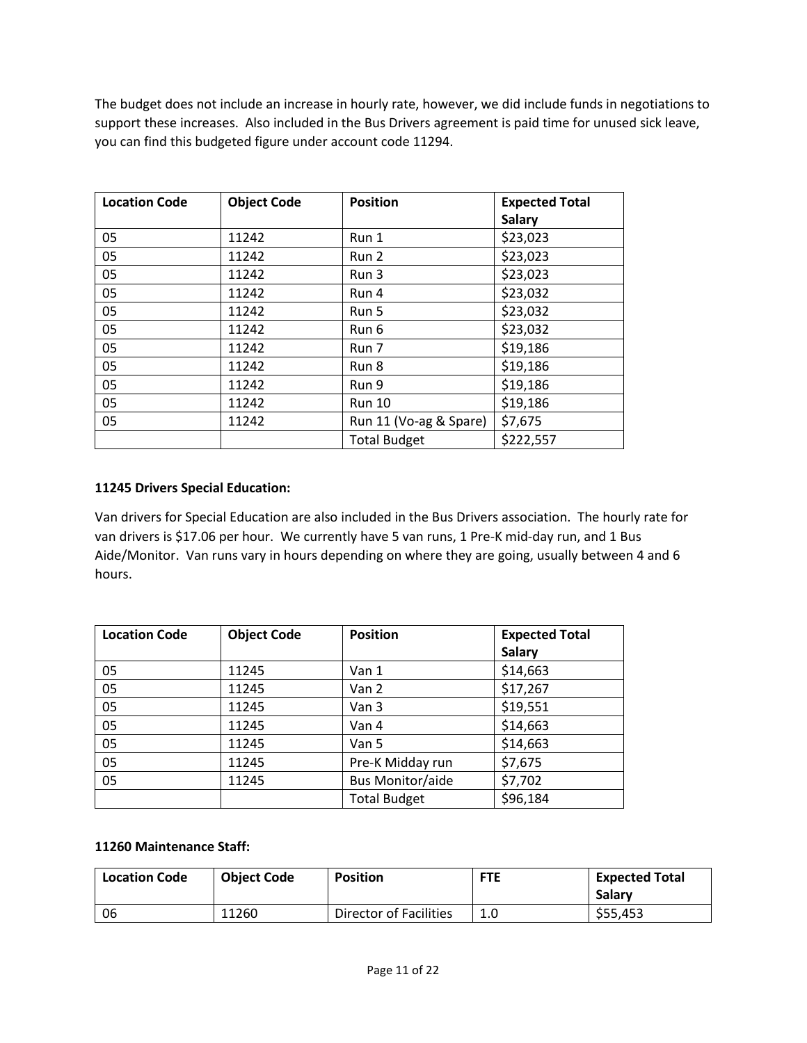The budget does not include an increase in hourly rate, however, we did include funds in negotiations to support these increases. Also included in the Bus Drivers agreement is paid time for unused sick leave, you can find this budgeted figure under account code 11294.

| Location Code | Object Code | Position | Expected Total Salary |
|---|---|---|---|
| 05 | 11242 | Run 1 | $23,023 |
| 05 | 11242 | Run 2 | $23,023 |
| 05 | 11242 | Run 3 | $23,023 |
| 05 | 11242 | Run 4 | $23,032 |
| 05 | 11242 | Run 5 | $23,032 |
| 05 | 11242 | Run 6 | $23,032 |
| 05 | 11242 | Run 7 | $19,186 |
| 05 | 11242 | Run 8 | $19,186 |
| 05 | 11242 | Run 9 | $19,186 |
| 05 | 11242 | Run 10 | $19,186 |
| 05 | 11242 | Run 11 (Vo-ag & Spare) | $7,675 |
| | | Total Budget | $222,557 |

**11245 Drivers Special Education:**

Van drivers for Special Education are also included in the Bus Drivers association. The hourly rate for van drivers is $17.06 per hour. We currently have 5 van runs, 1 Pre-K mid-day run, and 1 Bus Aide/Monitor. Van runs vary in hours depending on where they are going, usually between 4 and 6 hours.

| Location Code | Object Code | Position | Expected Total Salary |
|---|---|---|---|
| 05 | 11245 | Van 1 | $14,663 |
| 05 | 11245 | Van 2 | $17,267 |
| 05 | 11245 | Van 3 | $19,551 |
| 05 | 11245 | Van 4 | $14,663 |
| 05 | 11245 | Van 5 | $14,663 |
| 05 | 11245 | Pre-K Midday run | $7,675 |
| 05 | 11245 | Bus Monitor/aide | $7,702 |
| | | Total Budget | $96,184 |

**11260 Maintenance Staff:**

| Location Code | Object Code | Position | FTE | Expected Total Salary |
|---|---|---|---|---|
| 06 | 11260 | Director of Facilities | 1.0 | $55,453 |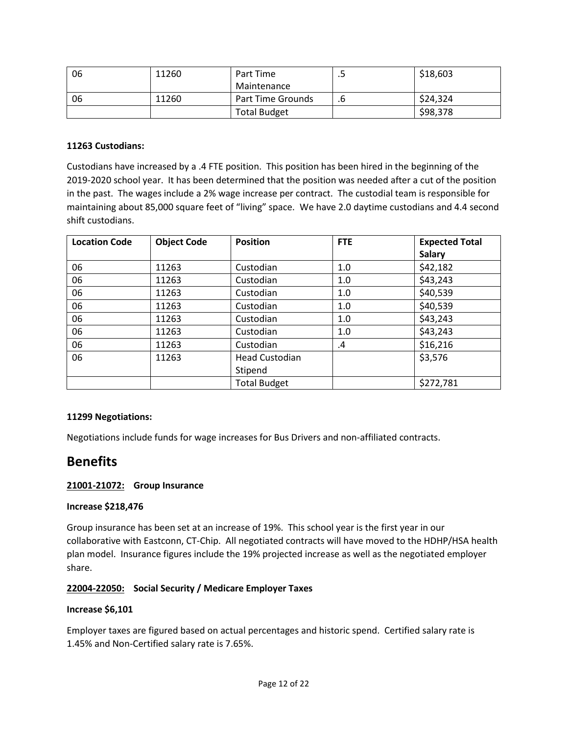| 06 | 11260 | Part Time Maintenance | .5 | $18,603 |
|---|---|---|---|---|
| 06 | 11260 | Part Time Grounds | .6 | $24,324 |
| | | Total Budget | | $98,378 |

**11263 Custodians:**

Custodians have increased by a .4 FTE position. This position has been hired in the beginning of the 2019-2020 school year. It has been determined that the position was needed after a cut of the position in the past. The wages include a 2% wage increase per contract. The custodial team is responsible for maintaining about 85,000 square feet of "living" space. We have 2.0 daytime custodians and 4.4 second shift custodians.

| Location Code | Object Code | Position | FTE | Expected Total Salary |
|---|---|---|---|---|
| 06 | 11263 | Custodian | 1.0 | $42,182 |
| 06 | 11263 | Custodian | 1.0 | $43,243 |
| 06 | 11263 | Custodian | 1.0 | $40,539 |
| 06 | 11263 | Custodian | 1.0 | $40,539 |
| 06 | 11263 | Custodian | 1.0 | $43,243 |
| 06 | 11263 | Custodian | 1.0 | $43,243 |
| 06 | 11263 | Custodian | .4 | $16,216 |
| 06 | 11263 | Head Custodian Stipend | | $3,576 |
| | | Total Budget | | $272,781 |

**11299 Negotiations:**

Negotiations include funds for wage increases for Bus Drivers and non-affiliated contracts.

# Benefits

**<u>21001-21072:</u> Group Insurance**

**Increase $218,476**

Group insurance has been set at an increase of 19%. This school year is the first year in our collaborative with Eastconn, CT-Chip. All negotiated contracts will have moved to the HDHP/HSA health plan model. Insurance figures include the 19% projected increase as well as the negotiated employer share.

**<u>22004-22050:</u> Social Security / Medicare Employer Taxes**

**Increase $6,101**

Employer taxes are figured based on actual percentages and historic spend. Certified salary rate is 1.45% and Non-Certified salary rate is 7.65%.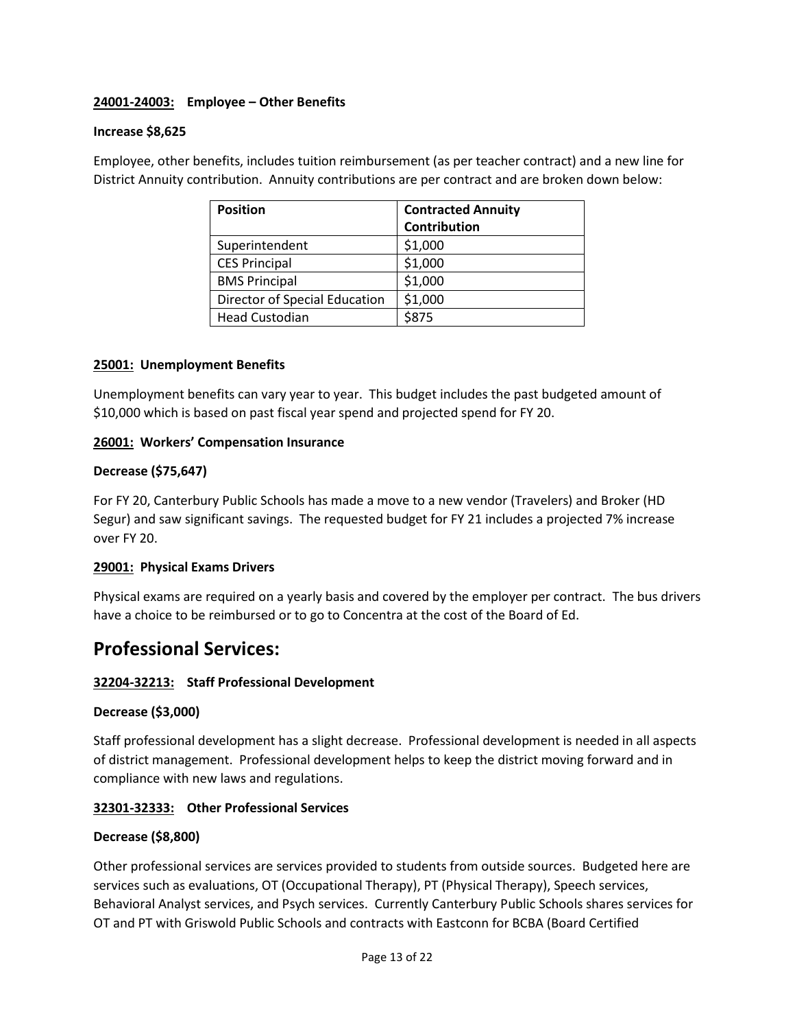**24001-24003: Employee – Other Benefits**

**Increase $8,625**

Employee, other benefits, includes tuition reimbursement (as per teacher contract) and a new line for District Annuity contribution. Annuity contributions are per contract and are broken down below:

| Position | Contracted Annuity Contribution |
| --- | --- |
| Superintendent | $1,000 |
| CES Principal | $1,000 |
| BMS Principal | $1,000 |
| Director of Special Education | $1,000 |
| Head Custodian | $875 |

**25001: Unemployment Benefits**

Unemployment benefits can vary year to year. This budget includes the past budgeted amount of $10,000 which is based on past fiscal year spend and projected spend for FY 20.

**26001: Workers' Compensation Insurance**

**Decrease ($75,647)**

For FY 20, Canterbury Public Schools has made a move to a new vendor (Travelers) and Broker (HD Segur) and saw significant savings. The requested budget for FY 21 includes a projected 7% increase over FY 20.

**29001: Physical Exams Drivers**

Physical exams are required on a yearly basis and covered by the employer per contract. The bus drivers have a choice to be reimbursed or to go to Concentra at the cost of the Board of Ed.

# Professional Services:

**32204-32213: Staff Professional Development**

**Decrease ($3,000)**

Staff professional development has a slight decrease. Professional development is needed in all aspects of district management. Professional development helps to keep the district moving forward and in compliance with new laws and regulations.

**32301-32333: Other Professional Services**

**Decrease ($8,800)**

Other professional services are services provided to students from outside sources. Budgeted here are services such as evaluations, OT (Occupational Therapy), PT (Physical Therapy), Speech services, Behavioral Analyst services, and Psych services. Currently Canterbury Public Schools shares services for OT and PT with Griswold Public Schools and contracts with Eastconn for BCBA (Board Certified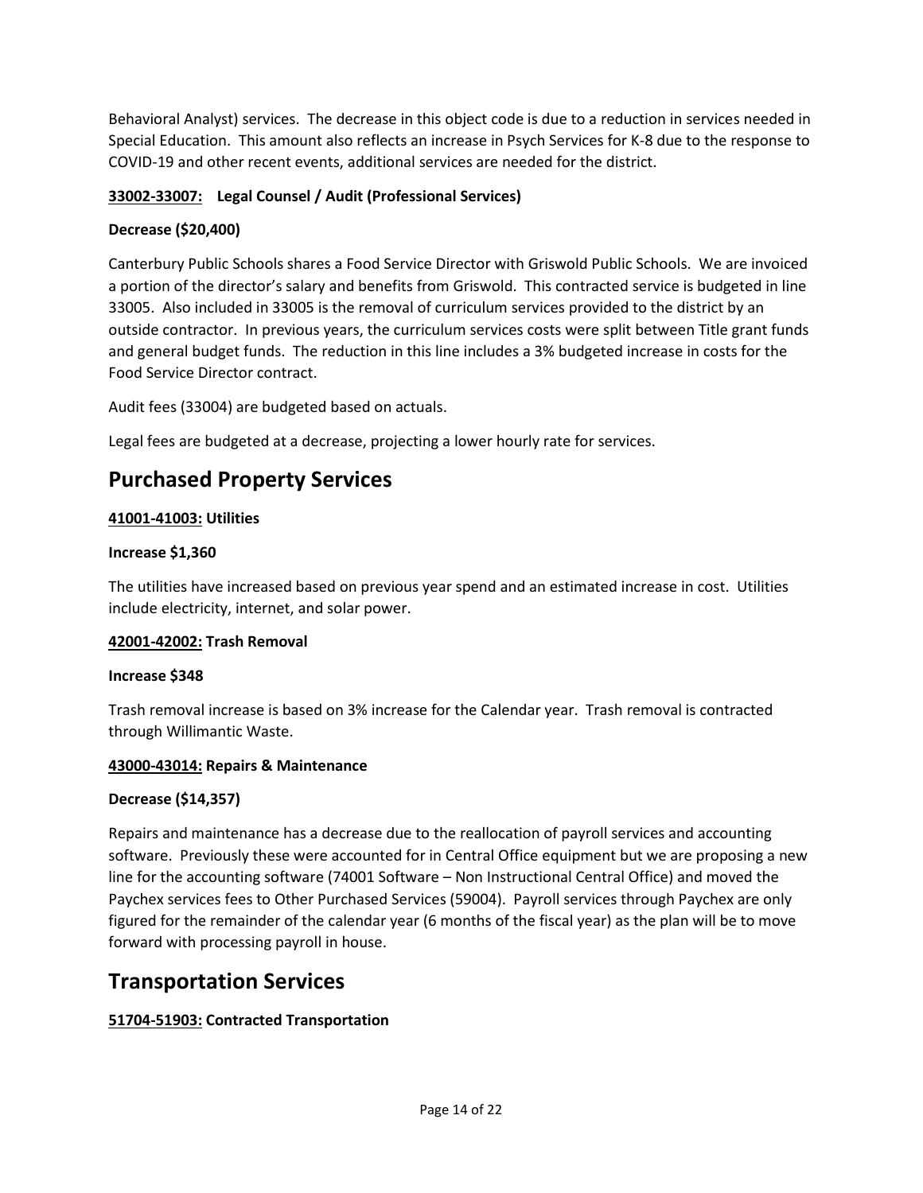Behavioral Analyst) services. The decrease in this object code is due to a reduction in services needed in Special Education. This amount also reflects an increase in Psych Services for K-8 due to the response to COVID-19 and other recent events, additional services are needed for the district.

**33002-33007: Legal Counsel / Audit (Professional Services)**

**Decrease ($20,400)**

Canterbury Public Schools shares a Food Service Director with Griswold Public Schools. We are invoiced a portion of the director's salary and benefits from Griswold. This contracted service is budgeted in line 33005. Also included in 33005 is the removal of curriculum services provided to the district by an outside contractor. In previous years, the curriculum services costs were split between Title grant funds and general budget funds. The reduction in this line includes a 3% budgeted increase in costs for the Food Service Director contract.

Audit fees (33004) are budgeted based on actuals.

Legal fees are budgeted at a decrease, projecting a lower hourly rate for services.

# Purchased Property Services

**41001-41003: Utilities**

**Increase $1,360**

The utilities have increased based on previous year spend and an estimated increase in cost. Utilities include electricity, internet, and solar power.

**42001-42002: Trash Removal**

**Increase $348**

Trash removal increase is based on 3% increase for the Calendar year. Trash removal is contracted through Willimantic Waste.

**43000-43014: Repairs & Maintenance**

**Decrease ($14,357)**

Repairs and maintenance has a decrease due to the reallocation of payroll services and accounting software. Previously these were accounted for in Central Office equipment but we are proposing a new line for the accounting software (74001 Software – Non Instructional Central Office) and moved the Paychex services fees to Other Purchased Services (59004). Payroll services through Paychex are only figured for the remainder of the calendar year (6 months of the fiscal year) as the plan will be to move forward with processing payroll in house.

# Transportation Services

**51704-51903: Contracted Transportation**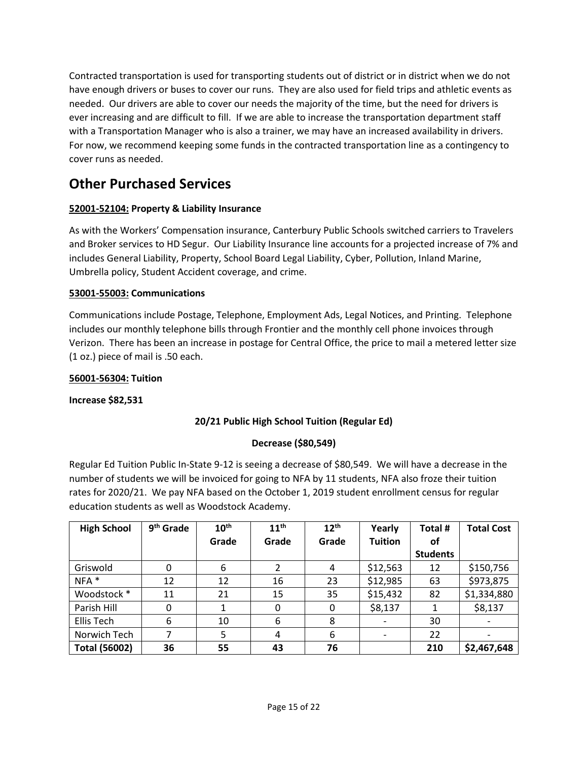Contracted transportation is used for transporting students out of district or in district when we do not have enough drivers or buses to cover our runs. They are also used for field trips and athletic events as needed. Our drivers are able to cover our needs the majority of the time, but the need for drivers is ever increasing and are difficult to fill. If we are able to increase the transportation department staff with a Transportation Manager who is also a trainer, we may have an increased availability in drivers. For now, we recommend keeping some funds in the contracted transportation line as a contingency to cover runs as needed.

# Other Purchased Services

**52001-52104: Property & Liability Insurance**

As with the Workers' Compensation insurance, Canterbury Public Schools switched carriers to Travelers and Broker services to HD Segur. Our Liability Insurance line accounts for a projected increase of 7% and includes General Liability, Property, School Board Legal Liability, Cyber, Pollution, Inland Marine, Umbrella policy, Student Accident coverage, and crime.

**53001-55003: Communications**

Communications include Postage, Telephone, Employment Ads, Legal Notices, and Printing. Telephone includes our monthly telephone bills through Frontier and the monthly cell phone invoices through Verizon. There has been an increase in postage for Central Office, the price to mail a metered letter size (1 oz.) piece of mail is .50 each.

**56001-56304: Tuition**

**Increase $82,531**

**20/21 Public High School Tuition (Regular Ed)**

**Decrease ($80,549)**

Regular Ed Tuition Public In-State 9-12 is seeing a decrease of $80,549. We will have a decrease in the number of students we will be invoiced for going to NFA by 11 students, NFA also froze their tuition rates for 2020/21. We pay NFA based on the October 1, 2019 student enrollment census for regular education students as well as Woodstock Academy.

| High School | 9th Grade | 10th Grade | 11th Grade | 12th Grade | Yearly Tuition | Total # of Students | Total Cost |
|---|---|---|---|---|---|---|---|
| Griswold | 0 | 6 | 2 | 4 | $12,563 | 12 | $150,756 |
| NFA * | 12 | 12 | 16 | 23 | $12,985 | 63 | $973,875 |
| Woodstock * | 11 | 21 | 15 | 35 | $15,432 | 82 | $1,334,880 |
| Parish Hill | 0 | 1 | 0 | 0 | $8,137 | 1 | $8,137 |
| Ellis Tech | 6 | 10 | 6 | 8 | - | 30 | - |
| Norwich Tech | 7 | 5 | 4 | 6 | - | 22 | - |
| **Total (56002)** | **36** | **55** | **43** | **76** | | **210** | **$2,467,648** |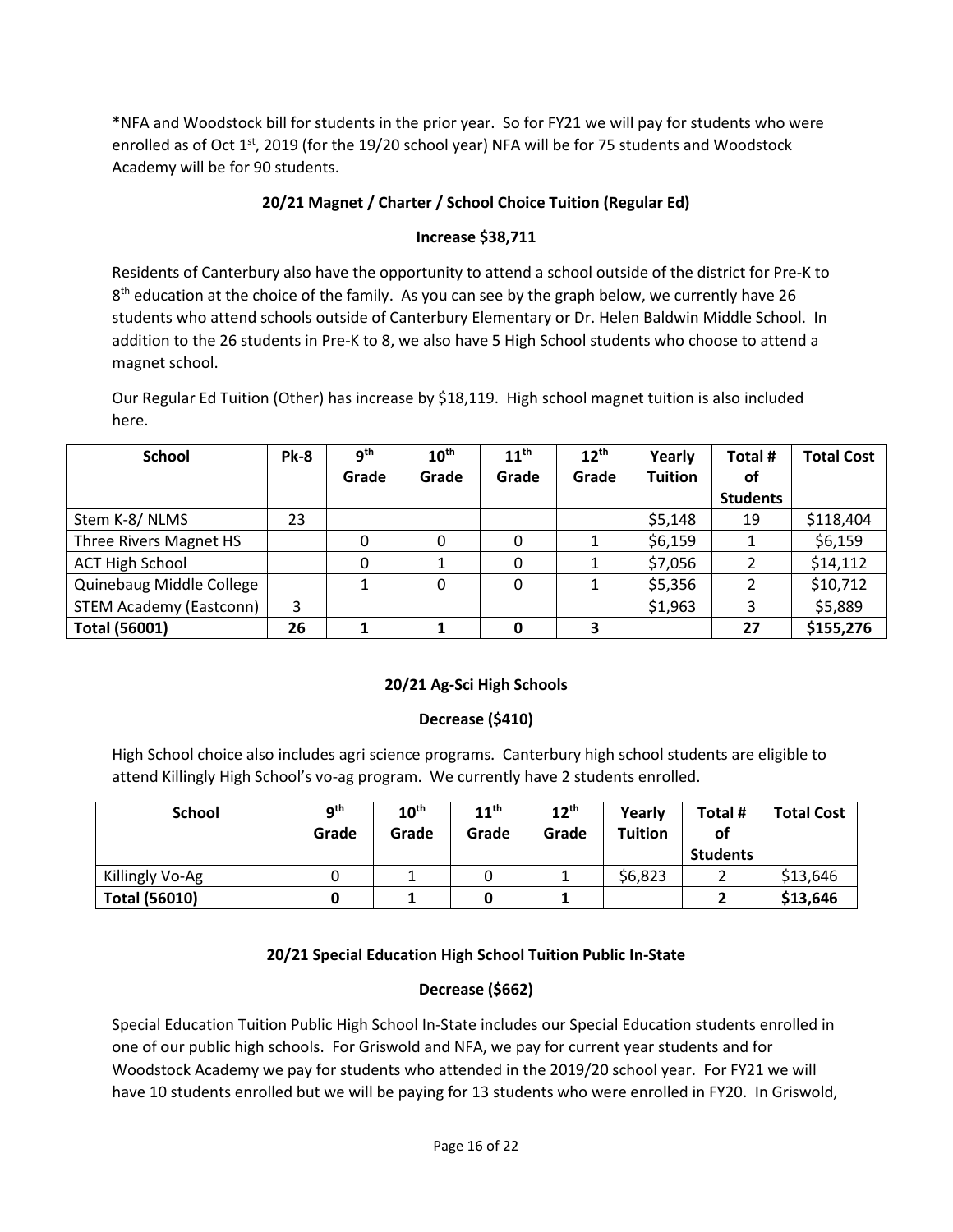*NFA and Woodstock bill for students in the prior year. So for FY21 we will pay for students who were enrolled as of Oct 1st, 2019 (for the 19/20 school year) NFA will be for 75 students and Woodstock Academy will be for 90 students.

**20/21 Magnet / Charter / School Choice Tuition (Regular Ed)**

**Increase $38,711**

Residents of Canterbury also have the opportunity to attend a school outside of the district for Pre-K to 8th education at the choice of the family. As you can see by the graph below, we currently have 26 students who attend schools outside of Canterbury Elementary or Dr. Helen Baldwin Middle School. In addition to the 26 students in Pre-K to 8, we also have 5 High School students who choose to attend a magnet school.

Our Regular Ed Tuition (Other) has increase by $18,119. High school magnet tuition is also included here.

| School | Pk-8 | 9th Grade | 10th Grade | 11th Grade | 12th Grade | Yearly Tuition | Total # of Students | Total Cost |
|---|---|---|---|---|---|---|---|---|
| Stem K-8/ NLMS | 23 | | | | | $5,148 | 19 | $118,404 |
| Three Rivers Magnet HS | | 0 | 0 | 0 | 1 | $6,159 | 1 | $6,159 |
| ACT High School | | 0 | 1 | 0 | 1 | $7,056 | 2 | $14,112 |
| Quinebaug Middle College | | 1 | 0 | 0 | 1 | $5,356 | 2 | $10,712 |
| STEM Academy (Eastconn) | 3 | | | | | $1,963 | 3 | $5,889 |
| **Total (56001)** | **26** | **1** | **1** | **0** | **3** | | **27** | **$155,276** |

**20/21 Ag-Sci High Schools**

**Decrease ($410)**

High School choice also includes agri science programs. Canterbury high school students are eligible to attend Killingly High School's vo-ag program. We currently have 2 students enrolled.

| School | 9th Grade | 10th Grade | 11th Grade | 12th Grade | Yearly Tuition | Total # of Students | Total Cost |
|---|---|---|---|---|---|---|---|
| Killingly Vo-Ag | 0 | 1 | 0 | 1 | $6,823 | 2 | $13,646 |
| **Total (56010)** | **0** | **1** | **0** | **1** | | **2** | **$13,646** |

**20/21 Special Education High School Tuition Public In-State**

**Decrease ($662)**

Special Education Tuition Public High School In-State includes our Special Education students enrolled in one of our public high schools. For Griswold and NFA, we pay for current year students and for Woodstock Academy we pay for students who attended in the 2019/20 school year. For FY21 we will have 10 students enrolled but we will be paying for 13 students who were enrolled in FY20. In Griswold,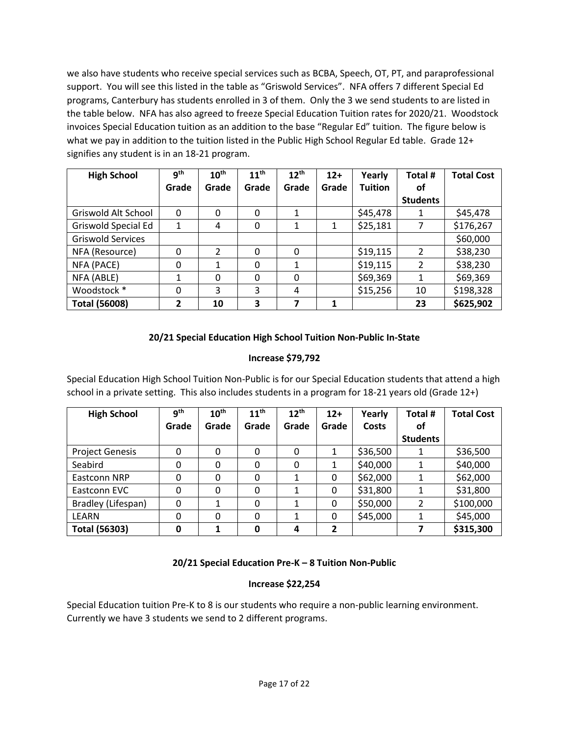we also have students who receive special services such as BCBA, Speech, OT, PT, and paraprofessional support. You will see this listed in the table as "Griswold Services". NFA offers 7 different Special Ed programs, Canterbury has students enrolled in 3 of them. Only the 3 we send students to are listed in the table below. NFA has also agreed to freeze Special Education Tuition rates for 2020/21. Woodstock invoices Special Education tuition as an addition to the base "Regular Ed" tuition. The figure below is what we pay in addition to the tuition listed in the Public High School Regular Ed table. Grade 12+ signifies any student is in an 18-21 program.

| High School | 9th Grade | 10th Grade | 11th Grade | 12th Grade | 12+ Grade | Yearly Tuition | Total # of Students | Total Cost |
|---|---|---|---|---|---|---|---|---|
| Griswold Alt School | 0 | 0 | 0 | 1 | | $45,478 | 1 | $45,478 |
| Griswold Special Ed | 1 | 4 | 0 | 1 | 1 | $25,181 | 7 | $176,267 |
| Griswold Services | | | | | | | | $60,000 |
| NFA (Resource) | 0 | 2 | 0 | 0 | | $19,115 | 2 | $38,230 |
| NFA (PACE) | 0 | 1 | 0 | 1 | | $19,115 | 2 | $38,230 |
| NFA (ABLE) | 1 | 0 | 0 | 0 | | $69,369 | 1 | $69,369 |
| Woodstock * | 0 | 3 | 3 | 4 | | $15,256 | 10 | $198,328 |
| **Total (56008)** | **2** | **10** | **3** | **7** | **1** | | **23** | **$625,902** |

**20/21 Special Education High School Tuition Non-Public In-State**

**Increase $79,792**

Special Education High School Tuition Non-Public is for our Special Education students that attend a high school in a private setting. This also includes students in a program for 18-21 years old (Grade 12+)

| High School | 9th Grade | 10th Grade | 11th Grade | 12th Grade | 12+ Grade | Yearly Costs | Total # of Students | Total Cost |
|---|---|---|---|---|---|---|---|---|
| Project Genesis | 0 | 0 | 0 | 0 | 1 | $36,500 | 1 | $36,500 |
| Seabird | 0 | 0 | 0 | 0 | 1 | $40,000 | 1 | $40,000 |
| Eastconn NRP | 0 | 0 | 0 | 1 | 0 | $62,000 | 1 | $62,000 |
| Eastconn EVC | 0 | 0 | 0 | 1 | 0 | $31,800 | 1 | $31,800 |
| Bradley (Lifespan) | 0 | 1 | 0 | 1 | 0 | $50,000 | 2 | $100,000 |
| LEARN | 0 | 0 | 0 | 1 | 0 | $45,000 | 1 | $45,000 |
| **Total (56303)** | **0** | **1** | **0** | **4** | **2** | | **7** | **$315,300** |

**20/21 Special Education Pre-K – 8 Tuition Non-Public**

**Increase $22,254**

Special Education tuition Pre-K to 8 is our students who require a non-public learning environment. Currently we have 3 students we send to 2 different programs.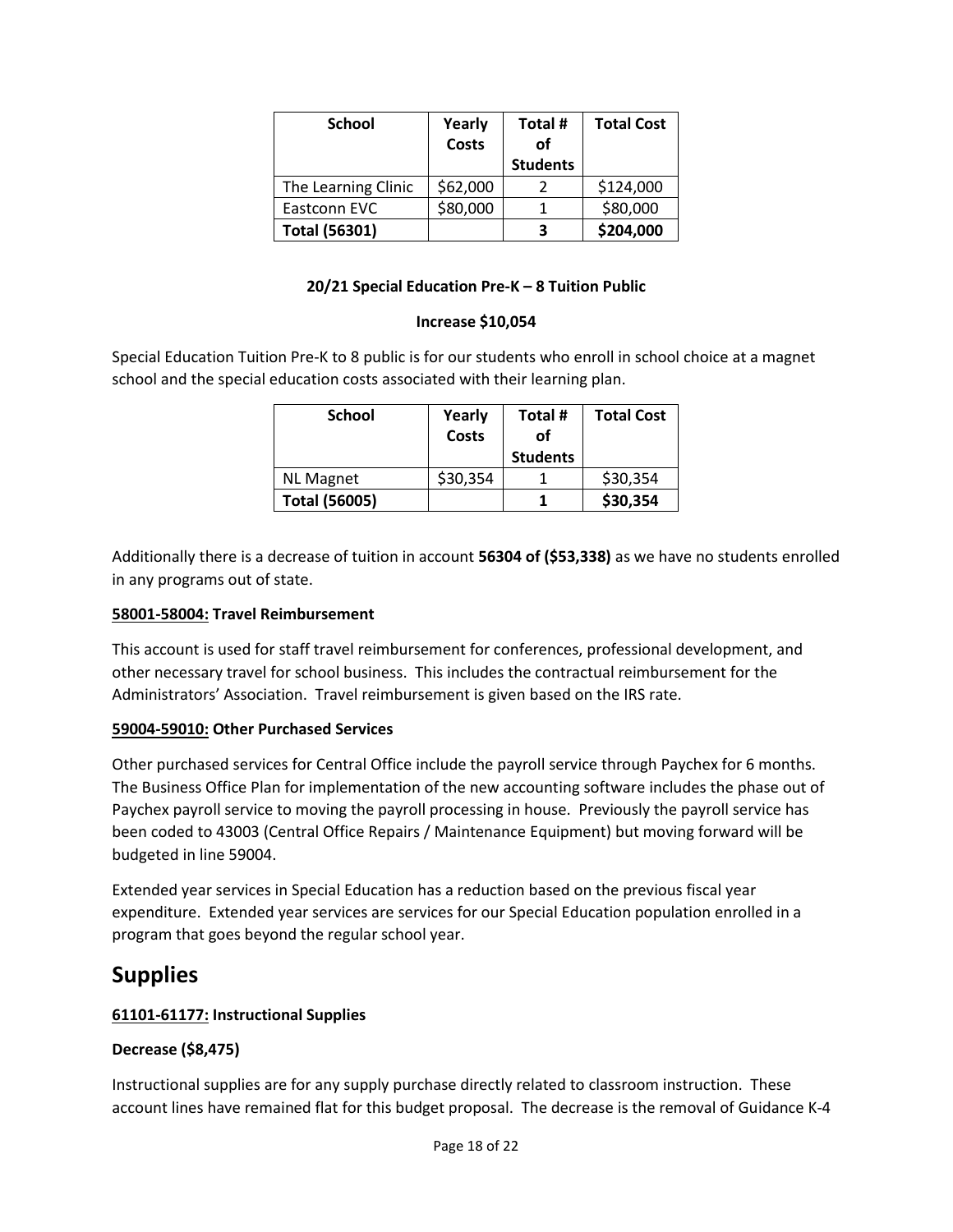| School | Yearly Costs | Total # of Students | Total Cost |
|---|---|---|---|
| The Learning Clinic | $62,000 | 2 | $124,000 |
| Eastconn EVC | $80,000 | 1 | $80,000 |
| **Total (56301)** | | **3** | **$204,000** |

**20/21 Special Education Pre-K – 8 Tuition Public**

**Increase $10,054**

Special Education Tuition Pre-K to 8 public is for our students who enroll in school choice at a magnet school and the special education costs associated with their learning plan.

| School | Yearly Costs | Total # of Students | Total Cost |
|---|---|---|---|
| NL Magnet | $30,354 | 1 | $30,354 |
| **Total (56005)** | | **1** | **$30,354** |

Additionally there is a decrease of tuition in account **56304 of ($53,338)** as we have no students enrolled in any programs out of state.

**58001-58004: Travel Reimbursement**

This account is used for staff travel reimbursement for conferences, professional development, and other necessary travel for school business. This includes the contractual reimbursement for the Administrators' Association. Travel reimbursement is given based on the IRS rate.

**59004-59010: Other Purchased Services**

Other purchased services for Central Office include the payroll service through Paychex for 6 months. The Business Office Plan for implementation of the new accounting software includes the phase out of Paychex payroll service to moving the payroll processing in house. Previously the payroll service has been coded to 43003 (Central Office Repairs / Maintenance Equipment) but moving forward will be budgeted in line 59004.

Extended year services in Special Education has a reduction based on the previous fiscal year expenditure. Extended year services are services for our Special Education population enrolled in a program that goes beyond the regular school year.

# Supplies

**61101-61177: Instructional Supplies**

**Decrease ($8,475)**

Instructional supplies are for any supply purchase directly related to classroom instruction. These account lines have remained flat for this budget proposal. The decrease is the removal of Guidance K-4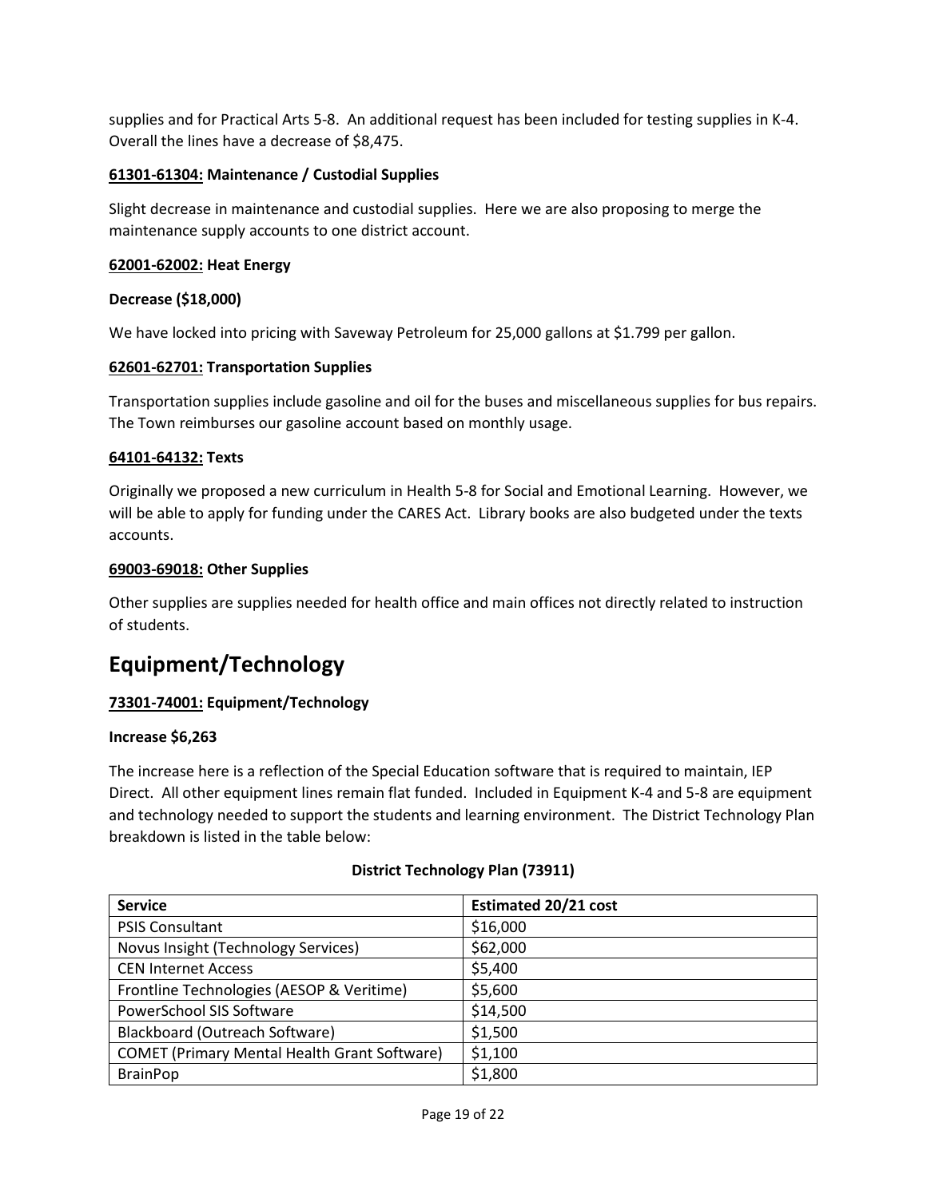supplies and for Practical Arts 5-8. An additional request has been included for testing supplies in K-4. Overall the lines have a decrease of $8,475.

**61301-61304: Maintenance / Custodial Supplies**

Slight decrease in maintenance and custodial supplies. Here we are also proposing to merge the maintenance supply accounts to one district account.

**62001-62002: Heat Energy**

**Decrease ($18,000)**

We have locked into pricing with Saveway Petroleum for 25,000 gallons at $1.799 per gallon.

**62601-62701: Transportation Supplies**

Transportation supplies include gasoline and oil for the buses and miscellaneous supplies for bus repairs. The Town reimburses our gasoline account based on monthly usage.

**64101-64132: Texts**

Originally we proposed a new curriculum in Health 5-8 for Social and Emotional Learning. However, we will be able to apply for funding under the CARES Act. Library books are also budgeted under the texts accounts.

**69003-69018: Other Supplies**

Other supplies are supplies needed for health office and main offices not directly related to instruction of students.

# Equipment/Technology

**73301-74001: Equipment/Technology**

**Increase $6,263**

The increase here is a reflection of the Special Education software that is required to maintain, IEP Direct. All other equipment lines remain flat funded. Included in Equipment K-4 and 5-8 are equipment and technology needed to support the students and learning environment. The District Technology Plan breakdown is listed in the table below:

**District Technology Plan (73911)**

| Service | Estimated 20/21 cost |
|---|---|
| PSIS Consultant | $16,000 |
| Novus Insight (Technology Services) | $62,000 |
| CEN Internet Access | $5,400 |
| Frontline Technologies (AESOP & Veritime) | $5,600 |
| PowerSchool SIS Software | $14,500 |
| Blackboard (Outreach Software) | $1,500 |
| COMET (Primary Mental Health Grant Software) | $1,100 |
| BrainPop | $1,800 |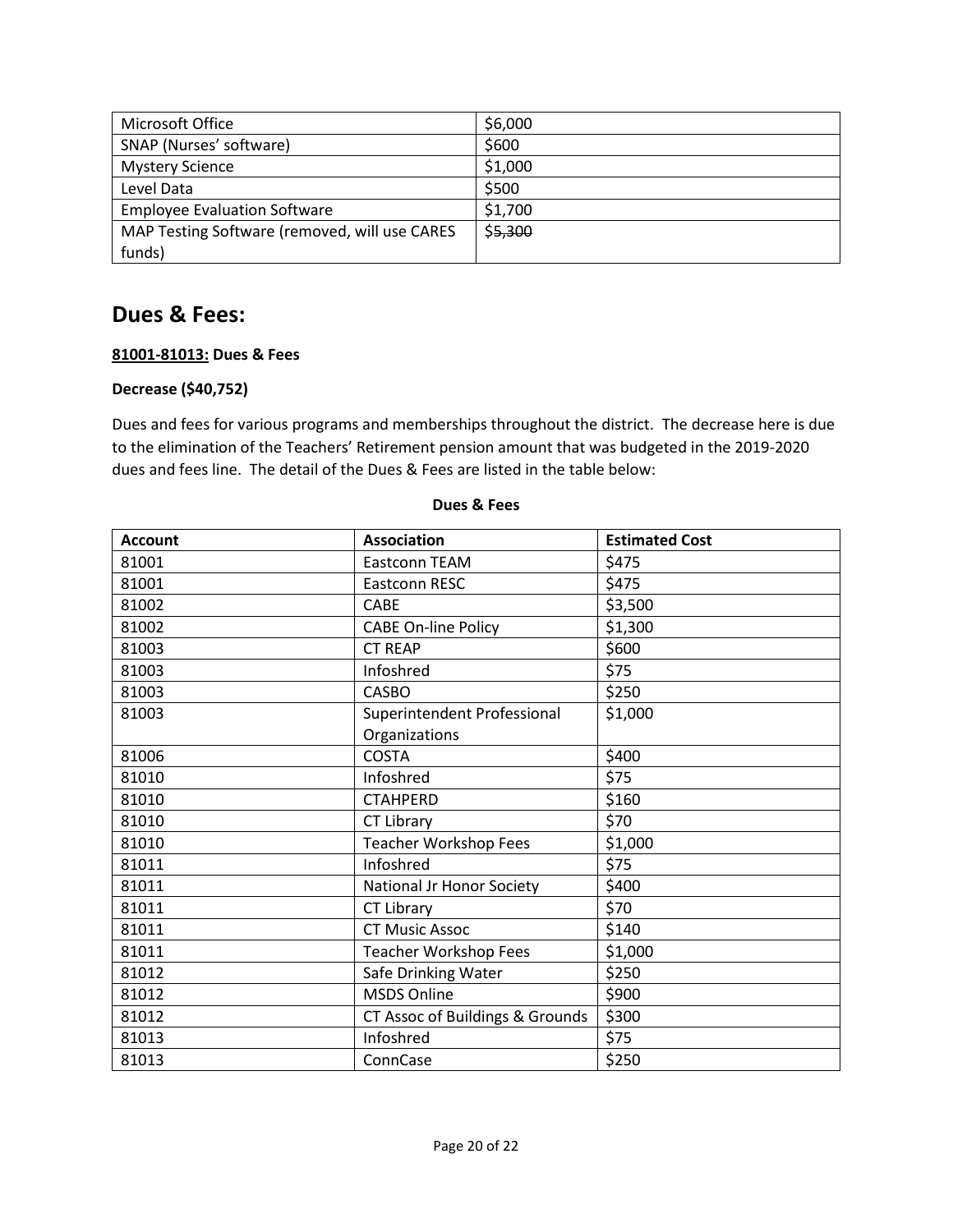| Microsoft Office | $6,000 |
|---|---|
| SNAP (Nurses' software) | $600 |
| Mystery Science | $1,000 |
| Level Data | $500 |
| Employee Evaluation Software | $1,700 |
| MAP Testing Software (removed, will use CARES funds) | $~~5,300~~ |

## Dues & Fees:

**81001-81013: Dues & Fees**

**Decrease ($40,752)**

Dues and fees for various programs and memberships throughout the district. The decrease here is due to the elimination of the Teachers' Retirement pension amount that was budgeted in the 2019-2020 dues and fees line. The detail of the Dues & Fees are listed in the table below:

**Dues & Fees**

| Account | Association | Estimated Cost |
|---|---|---|
| 81001 | Eastconn TEAM | $475 |
| 81001 | Eastconn RESC | $475 |
| 81002 | CABE | $3,500 |
| 81002 | CABE On-line Policy | $1,300 |
| 81003 | CT REAP | $600 |
| 81003 | Infoshred | $75 |
| 81003 | CASBO | $250 |
| 81003 | Superintendent Professional Organizations | $1,000 |
| 81006 | COSTA | $400 |
| 81010 | Infoshred | $75 |
| 81010 | CTAHPERD | $160 |
| 81010 | CT Library | $70 |
| 81010 | Teacher Workshop Fees | $1,000 |
| 81011 | Infoshred | $75 |
| 81011 | National Jr Honor Society | $400 |
| 81011 | CT Library | $70 |
| 81011 | CT Music Assoc | $140 |
| 81011 | Teacher Workshop Fees | $1,000 |
| 81012 | Safe Drinking Water | $250 |
| 81012 | MSDS Online | $900 |
| 81012 | CT Assoc of Buildings & Grounds | $300 |
| 81013 | Infoshred | $75 |
| 81013 | ConnCase | $250 |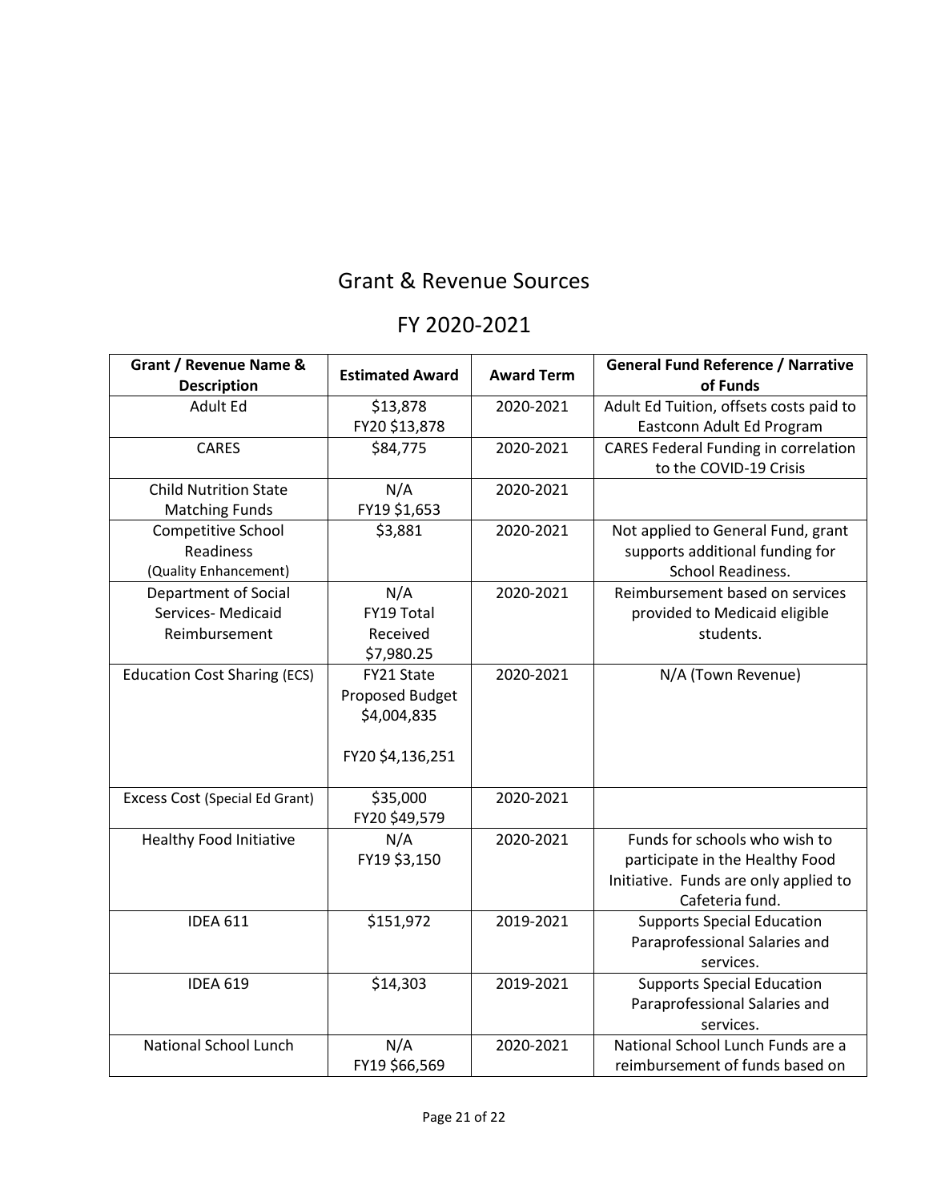# Grant & Revenue Sources

## FY 2020-2021

| Grant / Revenue Name & Description | Estimated Award | Award Term | General Fund Reference / Narrative of Funds |
|---|---|---|---|
| Adult Ed | \$13,878<br>FY20 \$13,878 | 2020-2021 | Adult Ed Tuition, offsets costs paid to Eastconn Adult Ed Program |
| CARES | \$84,775 | 2020-2021 | CARES Federal Funding in correlation to the COVID-19 Crisis |
| Child Nutrition State Matching Funds | N/A<br>FY19 \$1,653 | 2020-2021 | |
| Competitive School Readiness (Quality Enhancement) | \$3,881 | 2020-2021 | Not applied to General Fund, grant supports additional funding for School Readiness. |
| Department of Social Services- Medicaid Reimbursement | N/A<br>FY19 Total Received \$7,980.25 | 2020-2021 | Reimbursement based on services provided to Medicaid eligible students. |
| Education Cost Sharing (ECS) | FY21 State Proposed Budget \$4,004,835<br><br>FY20 \$4,136,251 | 2020-2021 | N/A (Town Revenue) |
| Excess Cost (Special Ed Grant) | \$35,000<br>FY20 \$49,579 | 2020-2021 | |
| Healthy Food Initiative | N/A<br>FY19 \$3,150 | 2020-2021 | Funds for schools who wish to participate in the Healthy Food Initiative. Funds are only applied to Cafeteria fund. |
| IDEA 611 | \$151,972 | 2019-2021 | Supports Special Education Paraprofessional Salaries and services. |
| IDEA 619 | \$14,303 | 2019-2021 | Supports Special Education Paraprofessional Salaries and services. |
| National School Lunch | N/A<br>FY19 \$66,569 | 2020-2021 | National School Lunch Funds are a reimbursement of funds based on |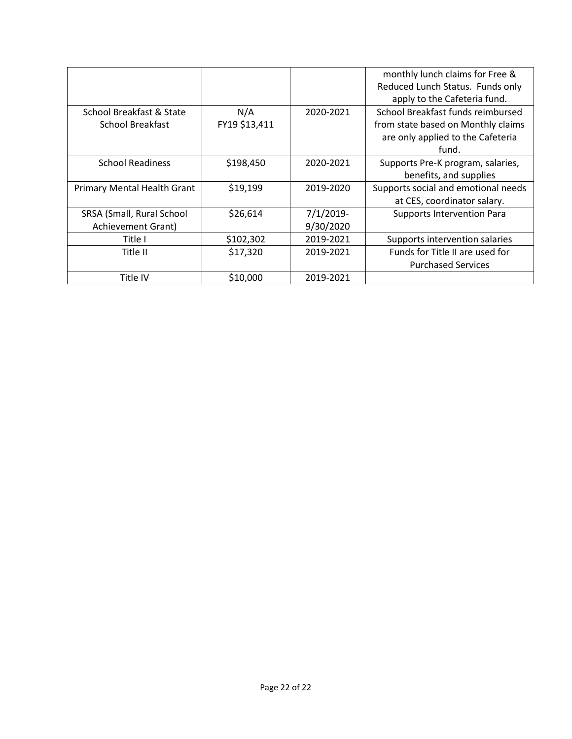| | | | |
|---|---|---|---|
| | | | monthly lunch claims for Free & Reduced Lunch Status. Funds only apply to the Cafeteria fund. |
| School Breakfast & State School Breakfast | N/A FY19 $13,411 | 2020-2021 | School Breakfast funds reimbursed from state based on Monthly claims are only applied to the Cafeteria fund. |
| School Readiness | $198,450 | 2020-2021 | Supports Pre-K program, salaries, benefits, and supplies |
| Primary Mental Health Grant | $19,199 | 2019-2020 | Supports social and emotional needs at CES, coordinator salary. |
| SRSA (Small, Rural School Achievement Grant) | $26,614 | 7/1/2019-9/30/2020 | Supports Intervention Para |
| Title I | $102,302 | 2019-2021 | Supports intervention salaries |
| Title II | $17,320 | 2019-2021 | Funds for Title II are used for Purchased Services |
| Title IV | $10,000 | 2019-2021 | |